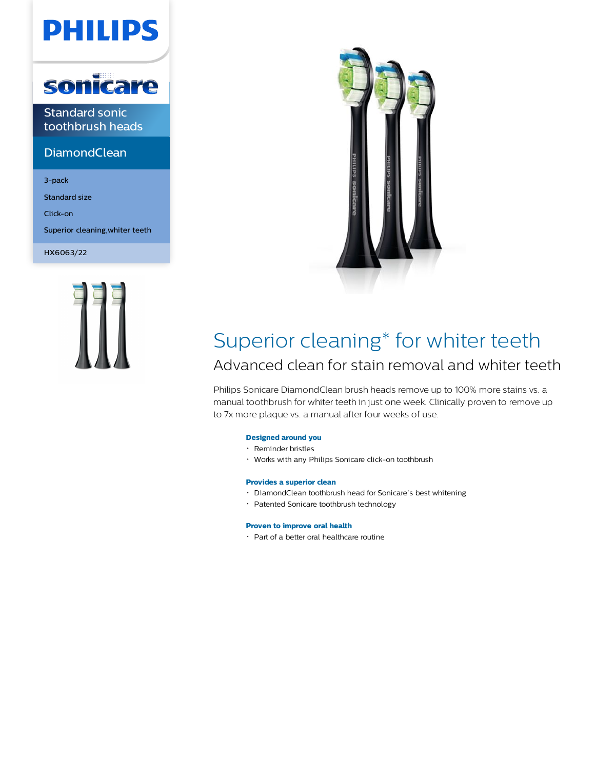PHILIPS

sonicare

Standard sonic toothbrush heads

DiamondClean

- 3-pack
- Standard size
- Click-on
- Superior cleaning,whiter teeth

HX6063/22

# Superior cleaning* for whiter teeth

## Advanced clean for stain removal and whiter teeth

Philips Sonicare DiamondClean brush heads remove up to 100% more stains vs. a manual toothbrush for whiter teeth in just one week. Clinically proven to remove up to 7x more plaque vs. a manual after four weeks of use.

**Designed around you**

- Reminder bristles
- Works with any Philips Sonicare click-on toothbrush

**Provides a superior clean**

- DiamondClean toothbrush head for Sonicare's best whitening
- Patented Sonicare toothbrush technology

**Proven to improve oral health**

- Part of a better oral healthcare routine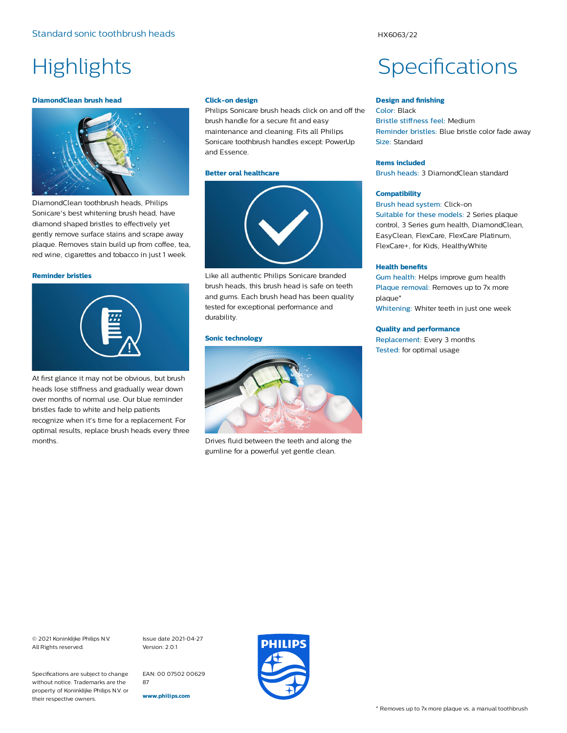Standard sonic toothbrush heads

HX6063/22

# Highlights

### DiamondClean brush head

DiamondClean toothbrush heads, Philips Sonicare's best whitening brush head, have diamond shaped bristles to effectively yet gently remove surface stains and scrape away plaque. Removes stain build up from coffee, tea, red wine, cigarettes and tobacco in just 1 week.

### Reminder bristles

At first glance it may not be obvious, but brush heads lose stiffness and gradually wear down over months of normal use. Our blue reminder bristles fade to white and help patients recognize when it's time for a replacement. For optimal results, replace brush heads every three months.

### Click-on design

Philips Sonicare brush heads click on and off the brush handle for a secure fit and easy maintenance and cleaning. Fits all Philips Sonicare toothbrush handles except: PowerUp and Essence.

### Better oral healthcare

Like all authentic Philips Sonicare branded brush heads, this brush head is safe on teeth and gums. Each brush head has been quality tested for exceptional performance and durability.

### Sonic technology

Drives fluid between the teeth and along the gumline for a powerful yet gentle clean.

# Specifications

### Design and finishing

- Color: Black
- Bristle stiffness feel: Medium
- Reminder bristles: Blue bristle color fade away
- Size: Standard

### Items included

- Brush heads: 3 DiamondClean standard

### Compatibility

- Brush head system: Click-on
- Suitable for these models: 2 Series plaque control, 3 Series gum health, DiamondClean, EasyClean, FlexCare, FlexCare Platinum, FlexCare+, for Kids, HealthyWhite

### Health benefits

- Gum health: Helps improve gum health
- Plaque removal: Removes up to 7x more plaque*
- Whitening: Whiter teeth in just one week

### Quality and performance

- Replacement: Every 3 months
- Tested: for optimal usage

© 2021 Koninklijke Philips N.V.
All Rights reserved.

Specifications are subject to change without notice. Trademarks are the property of Koninklijke Philips N.V. or their respective owners.

Issue date 2021-04-27
Version: 2.0.1

EAN: 00 07502 00629 87

www.philips.com

PHILIPS

* Removes up to 7x more plaque vs. a manual toothbrush